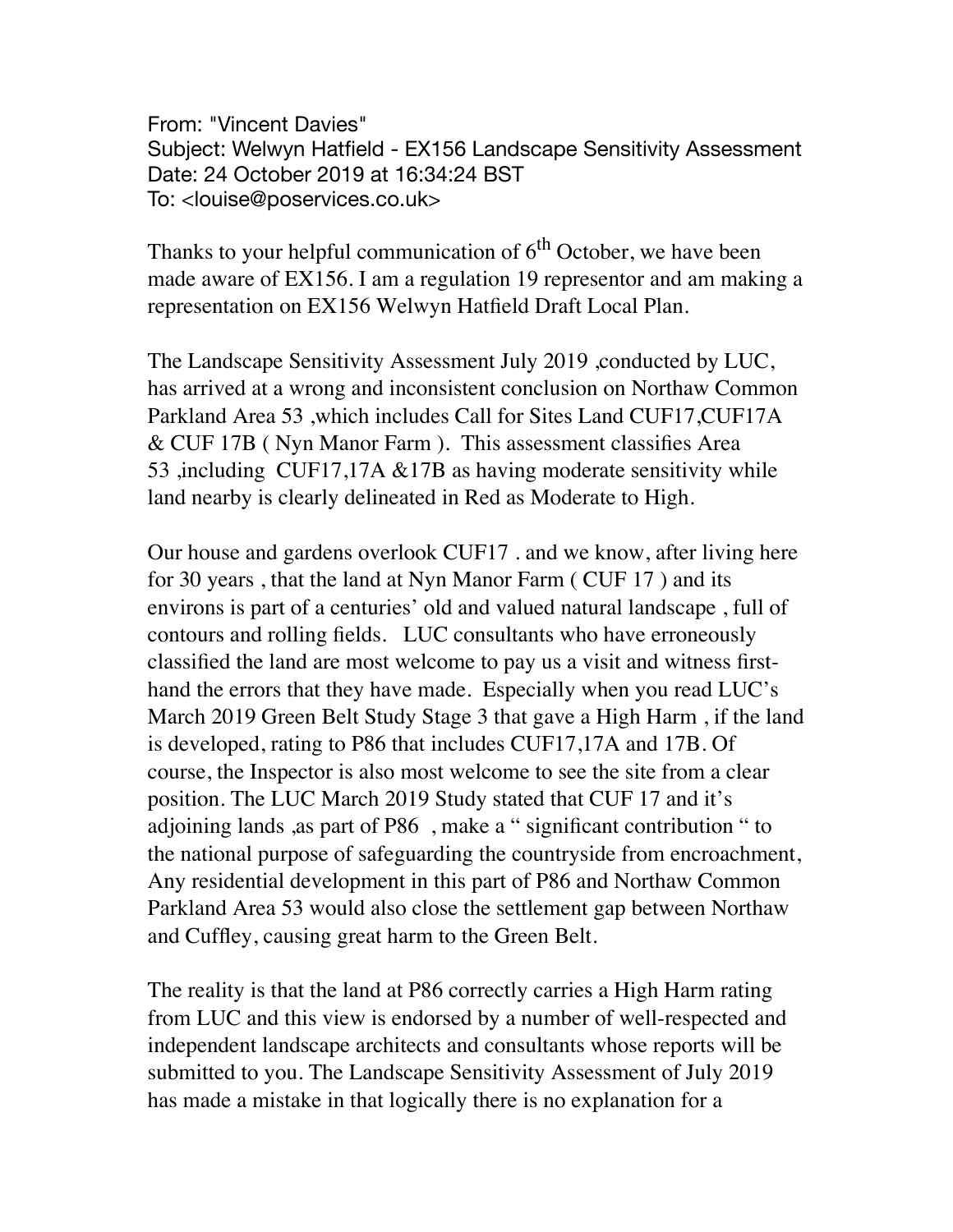From: "Vincent Davies"
Subject: Welwyn Hatfield - EX156 Landscape Sensitivity Assessment
Date: 24 October 2019 at 16:34:24 BST
To: <louise@poservices.co.uk>

Thanks to your helpful communication of 6th October, we have been made aware of EX156. I am a regulation 19 representor and am making a representation on EX156 Welwyn Hatfield Draft Local Plan.

The Landscape Sensitivity Assessment July 2019 ,conducted by LUC, has arrived at a wrong and inconsistent conclusion on Northaw Common Parkland Area 53 ,which includes Call for Sites Land CUF17,CUF17A & CUF 17B ( Nyn Manor Farm ). This assessment classifies Area 53 ,including CUF17,17A &17B as having moderate sensitivity while land nearby is clearly delineated in Red as Moderate to High.

Our house and gardens overlook CUF17 . and we know, after living here for 30 years , that the land at Nyn Manor Farm ( CUF 17 ) and its environs is part of a centuries' old and valued natural landscape , full of contours and rolling fields. LUC consultants who have erroneously classified the land are most welcome to pay us a visit and witness first-hand the errors that they have made. Especially when you read LUC's March 2019 Green Belt Study Stage 3 that gave a High Harm , if the land is developed, rating to P86 that includes CUF17,17A and 17B. Of course, the Inspector is also most welcome to see the site from a clear position. The LUC March 2019 Study stated that CUF 17 and it's adjoining lands ,as part of P86 , make a " significant contribution " to the national purpose of safeguarding the countryside from encroachment, Any residential development in this part of P86 and Northaw Common Parkland Area 53 would also close the settlement gap between Northaw and Cuffley, causing great harm to the Green Belt.

The reality is that the land at P86 correctly carries a High Harm rating from LUC and this view is endorsed by a number of well-respected and independent landscape architects and consultants whose reports will be submitted to you. The Landscape Sensitivity Assessment of July 2019 has made a mistake in that logically there is no explanation for a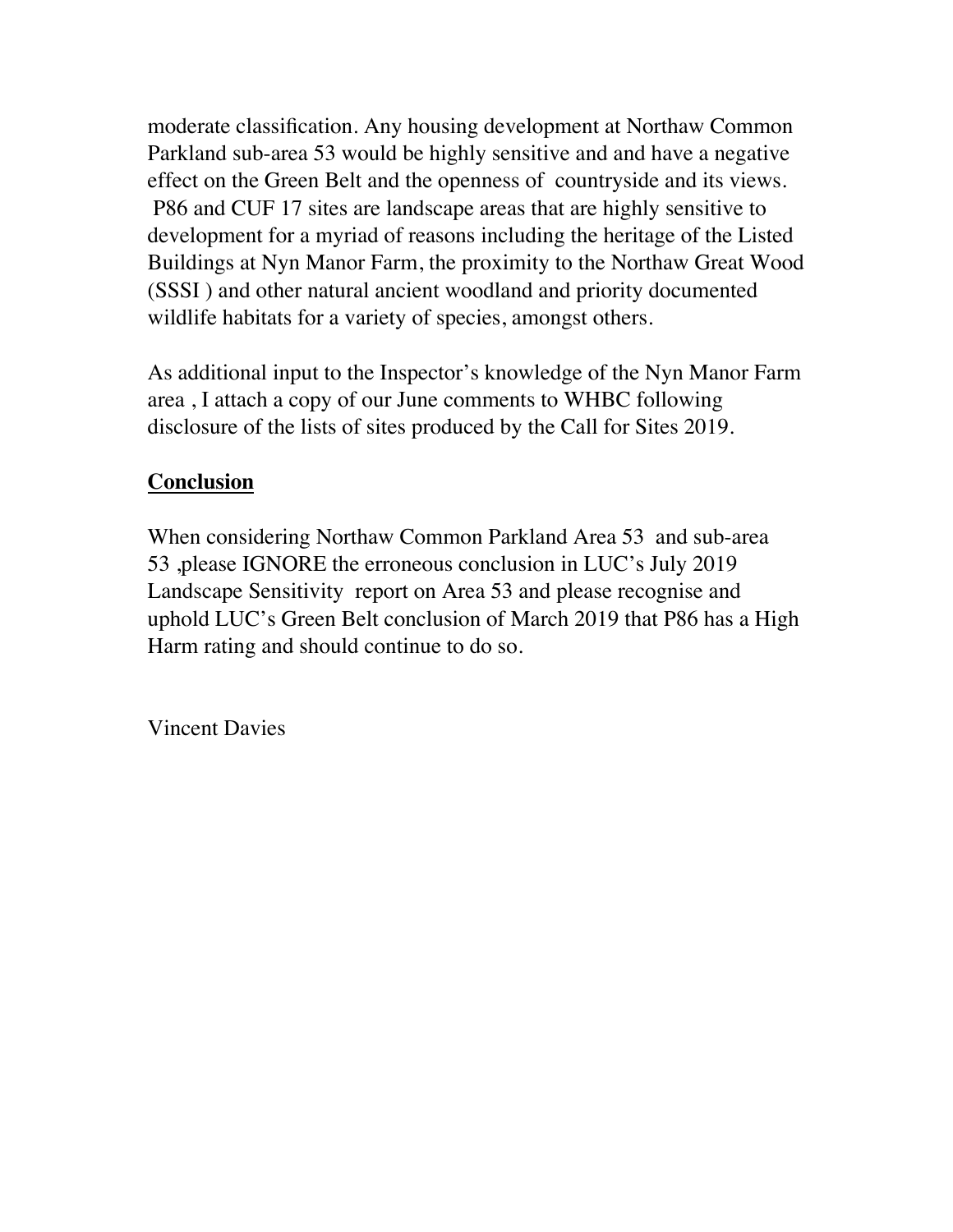moderate classification. Any housing development at Northaw Common Parkland sub-area 53 would be highly sensitive and and have a negative effect on the Green Belt and the openness of countryside and its views. P86 and CUF 17 sites are landscape areas that are highly sensitive to development for a myriad of reasons including the heritage of the Listed Buildings at Nyn Manor Farm, the proximity to the Northaw Great Wood (SSSI ) and other natural ancient woodland and priority documented wildlife habitats for a variety of species, amongst others.

As additional input to the Inspector's knowledge of the Nyn Manor Farm area , I attach a copy of our June comments to WHBC following disclosure of the lists of sites produced by the Call for Sites 2019.

## Conclusion

When considering Northaw Common Parkland Area 53 and sub-area 53 ,please IGNORE the erroneous conclusion in LUC's July 2019 Landscape Sensitivity report on Area 53 and please recognise and uphold LUC's Green Belt conclusion of March 2019 that P86 has a High Harm rating and should continue to do so.

Vincent Davies